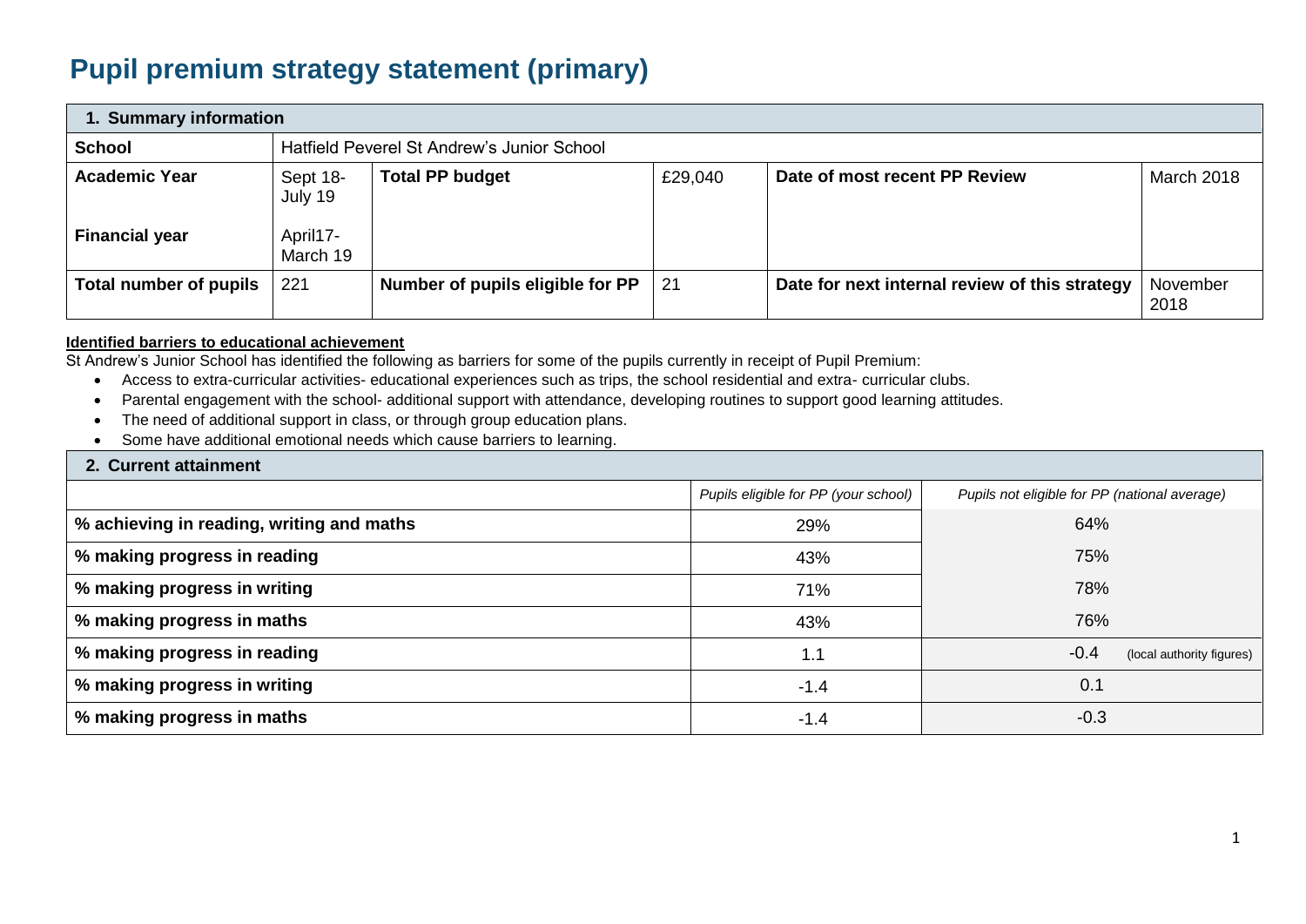# Pupil premium strategy statement (primary)

| 1. Summary information | | | | | |
|---|---|---|---|---|---|
| **School** | Hatfield Peverel St Andrew's Junior School | | | | |
| **Academic Year**<br><br>**Financial year** | Sept 18-July 19<br><br>April17-March 19 | **Total PP budget** | £29,040 | **Date of most recent PP Review** | March 2018 |
| **Total number of pupils** | 221 | **Number of pupils eligible for PP** | 21 | **Date for next internal review of this strategy** | November 2018 |

**Identified barriers to educational achievement**

St Andrew's Junior School has identified the following as barriers for some of the pupils currently in receipt of Pupil Premium:

- Access to extra-curricular activities- educational experiences such as trips, the school residential and extra- curricular clubs.
- Parental engagement with the school- additional support with attendance, developing routines to support good learning attitudes.
- The need of additional support in class, or through group education plans.
- Some have additional emotional needs which cause barriers to learning.

| 2. Current attainment | | |
|---|---|---|
| | *Pupils eligible for PP (your school)* | *Pupils not eligible for PP (national average)* |
| **% achieving in reading, writing and maths** | 29% | 64% |
| **% making progress in reading** | 43% | 75% |
| **% making progress in writing** | 71% | 78% |
| **% making progress in maths** | 43% | 76% |
| **% making progress in reading** | 1.1 | -0.4 (local authority figures) |
| **% making progress in writing** | -1.4 | 0.1 |
| **% making progress in maths** | -1.4 | -0.3 |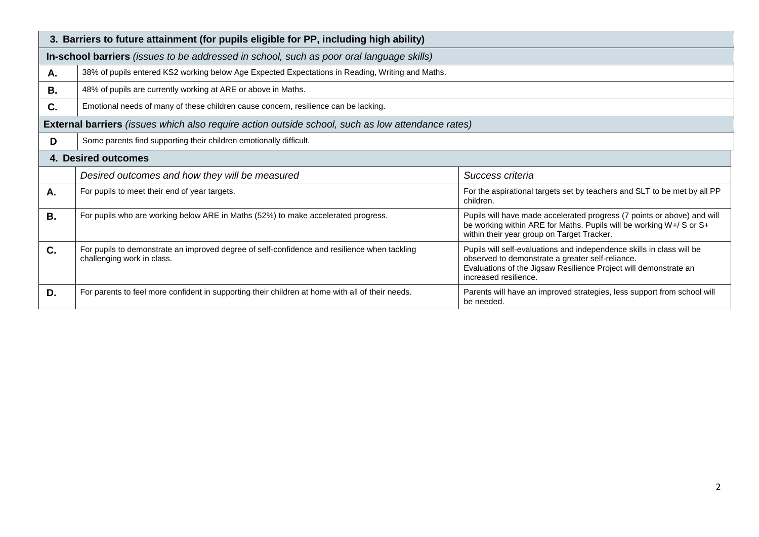| 3. Barriers to future attainment (for pupils eligible for PP, including high ability) | |
|---|---|
| **In-school barriers** *(issues to be addressed in school, such as poor oral language skills)* | |
| **A.** | 38% of pupils entered KS2 working below Age Expected Expectations in Reading, Writing and Maths. |
| **B.** | 48% of pupils are currently working at ARE or above in Maths. |
| **C.** | Emotional needs of many of these children cause concern, resilience can be lacking. |
| **External barriers** *(issues which also require action outside school, such as low attendance rates)* | |
| **D** | Some parents find supporting their children emotionally difficult. |

| 4. Desired outcomes | | |
|---|---|---|
| | *Desired outcomes and how they will be measured* | *Success criteria* |
| **A.** | For pupils to meet their end of year targets. | For the aspirational targets set by teachers and SLT to be met by all PP children. |
| **B.** | For pupils who are working below ARE in Maths (52%) to make accelerated progress. | Pupils will have made accelerated progress (7 points or above) and will be working within ARE for Maths. Pupils will be working W+/ S or S+ within their year group on Target Tracker. |
| **C.** | For pupils to demonstrate an improved degree of self-confidence and resilience when tackling challenging work in class. | Pupils will self-evaluations and independence skills in class will be observed to demonstrate a greater self-reliance.<br>Evaluations of the Jigsaw Resilience Project will demonstrate an increased resilience. |
| **D.** | For parents to feel more confident in supporting their children at home with all of their needs. | Parents will have an improved strategies, less support from school will be needed. |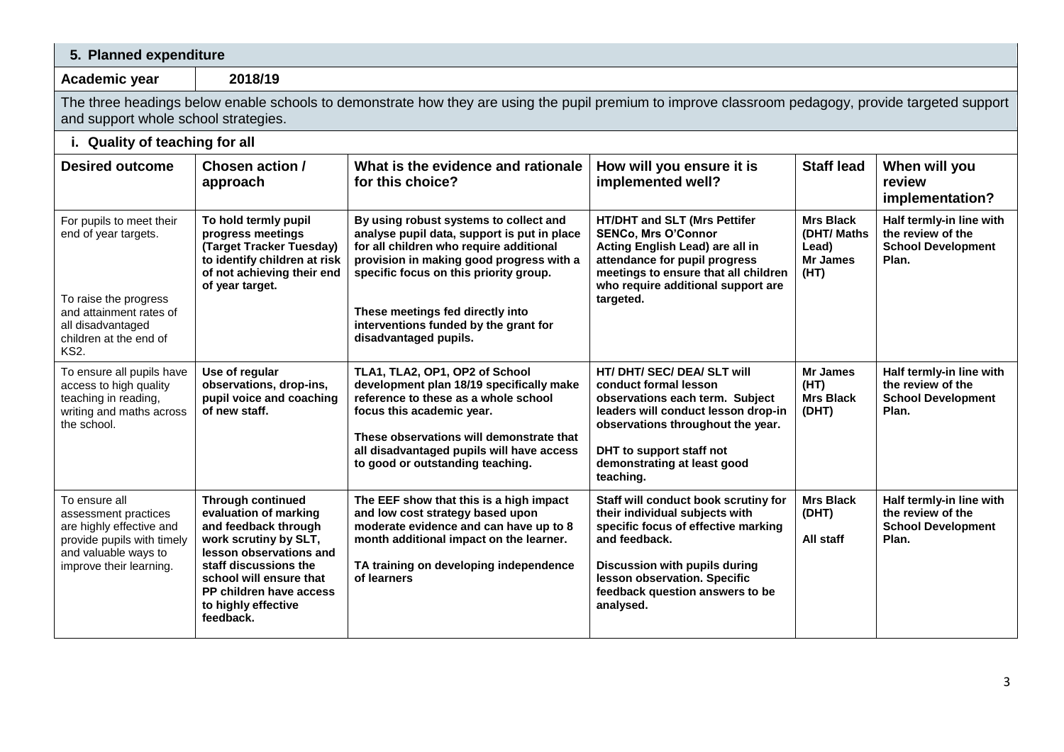## 5. Planned expenditure

| Academic year | 2018/19 |
|---|---|

The three headings below enable schools to demonstrate how they are using the pupil premium to improve classroom pedagogy, provide targeted support and support whole school strategies.

### i. Quality of teaching for all

| Desired outcome | Chosen action / approach | What is the evidence and rationale for this choice? | How will you ensure it is implemented well? | Staff lead | When will you review implementation? |
|---|---|---|---|---|---|
| For pupils to meet their end of year targets.<br><br>To raise the progress and attainment rates of all disadvantaged children at the end of KS2. | **To hold termly pupil progress meetings (Target Tracker Tuesday) to identify children at risk of not achieving their end of year target.** | **By using robust systems to collect and analyse pupil data, support is put in place for all children who require additional provision in making good progress with a specific focus on this priority group.**<br><br>**These meetings fed directly into interventions funded by the grant for disadvantaged pupils.** | **HT/DHT and SLT (Mrs Pettifer SENCo, Mrs O'Connor Acting English Lead) are all in attendance for pupil progress meetings to ensure that all children who require additional support are targeted.** | **Mrs Black (DHT/ Maths Lead) Mr James (HT)** | **Half termly-in line with the review of the School Development Plan.** |
| To ensure all pupils have access to high quality teaching in reading, writing and maths across the school. | **Use of regular observations, drop-ins, pupil voice and coaching of new staff.** | **TLA1, TLA2, OP1, OP2 of School development plan 18/19 specifically make reference to these as a whole school focus this academic year.**<br><br>**These observations will demonstrate that all disadvantaged pupils will have access to good or outstanding teaching.** | **HT/ DHT/ SEC/ DEA/ SLT will conduct formal lesson observations each term. Subject leaders will conduct lesson drop-in observations throughout the year.**<br><br>**DHT to support staff not demonstrating at least good teaching.** | **Mr James (HT) Mrs Black (DHT)** | **Half termly-in line with the review of the School Development Plan.** |
| To ensure all assessment practices are highly effective and provide pupils with timely and valuable ways to improve their learning. | **Through continued evaluation of marking and feedback through work scrutiny by SLT, lesson observations and staff discussions the school will ensure that PP children have access to highly effective feedback.** | **The EEF show that this is a high impact and low cost strategy based upon moderate evidence and can have up to 8 month additional impact on the learner.**<br><br>**TA training on developing independence of learners** | **Staff will conduct book scrutiny for their individual subjects with specific focus of effective marking and feedback.**<br><br>**Discussion with pupils during lesson observation. Specific feedback question answers to be analysed.** | **Mrs Black (DHT)**<br><br>**All staff** | **Half termly-in line with the review of the School Development Plan.** |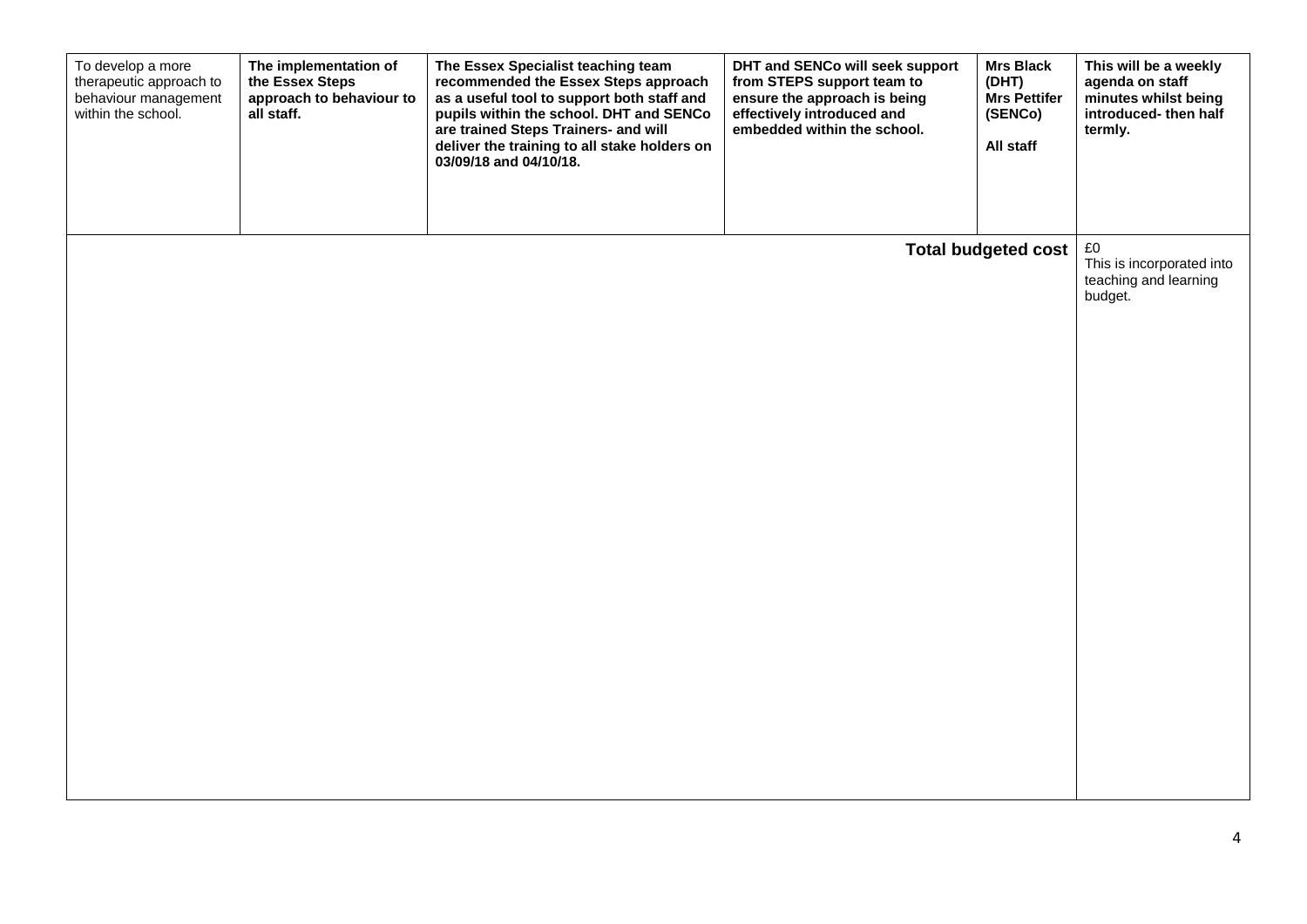| | | | | | |
|---|---|---|---|---|---|
| To develop a more therapeutic approach to behaviour management within the school. | **The implementation of the Essex Steps approach to behaviour to all staff.** | **The Essex Specialist teaching team recommended the Essex Steps approach as a useful tool to support both staff and pupils within the school. DHT and SENCo are trained Steps Trainers- and will deliver the training to all stake holders on 03/09/18 and 04/10/18.** | **DHT and SENCo will seek support from STEPS support team to ensure the approach is being effectively introduced and embedded within the school.** | **Mrs Black (DHT)**<br>**Mrs Pettifer (SENCo)**<br><br>**All staff** | **This will be a weekly agenda on staff minutes whilst being introduced- then half termly.** |
| | | | | **Total budgeted cost** | £0<br>This is incorporated into teaching and learning budget. |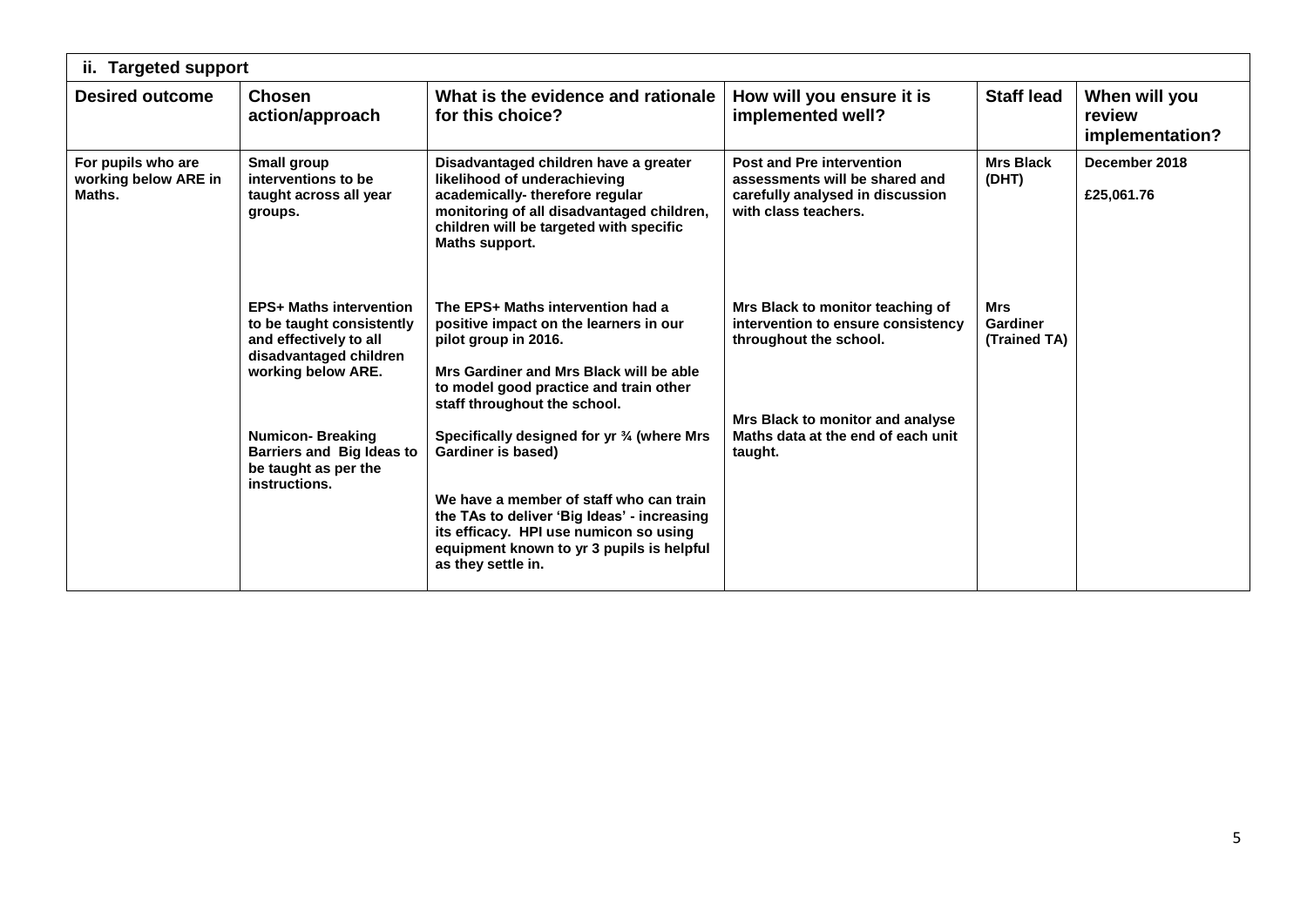| ii. Targeted support | | | | | |
|---|---|---|---|---|---|
| **Desired outcome** | **Chosen action/approach** | **What is the evidence and rationale for this choice?** | **How will you ensure it is implemented well?** | **Staff lead** | **When will you review implementation?** |
| **For pupils who are working below ARE in Maths.** | **Small group interventions to be taught across all year groups.** | **Disadvantaged children have a greater likelihood of underachieving academically- therefore regular monitoring of all disadvantaged children, children will be targeted with specific Maths support.** | **Post and Pre intervention assessments will be shared and carefully analysed in discussion with class teachers.** | **Mrs Black (DHT)** | **December 2018**<br><br>**£25,061.76** |
| | **EPS+ Maths intervention to be taught consistently and effectively to all disadvantaged children working below ARE.** | **The EPS+ Maths intervention had a positive impact on the learners in our pilot group in 2016.**<br><br>**Mrs Gardiner and Mrs Black will be able to model good practice and train other staff throughout the school.** | **Mrs Black to monitor teaching of intervention to ensure consistency throughout the school.** | **Mrs Gardiner (Trained TA)** | |
| | **Numicon- Breaking Barriers and Big Ideas to be taught as per the instructions.** | **Specifically designed for yr ¾ (where Mrs Gardiner is based)**<br><br>**We have a member of staff who can train the TAs to deliver 'Big Ideas' - increasing its efficacy. HPI use numicon so using equipment known to yr 3 pupils is helpful as they settle in.** | **Mrs Black to monitor and analyse Maths data at the end of each unit taught.** | | |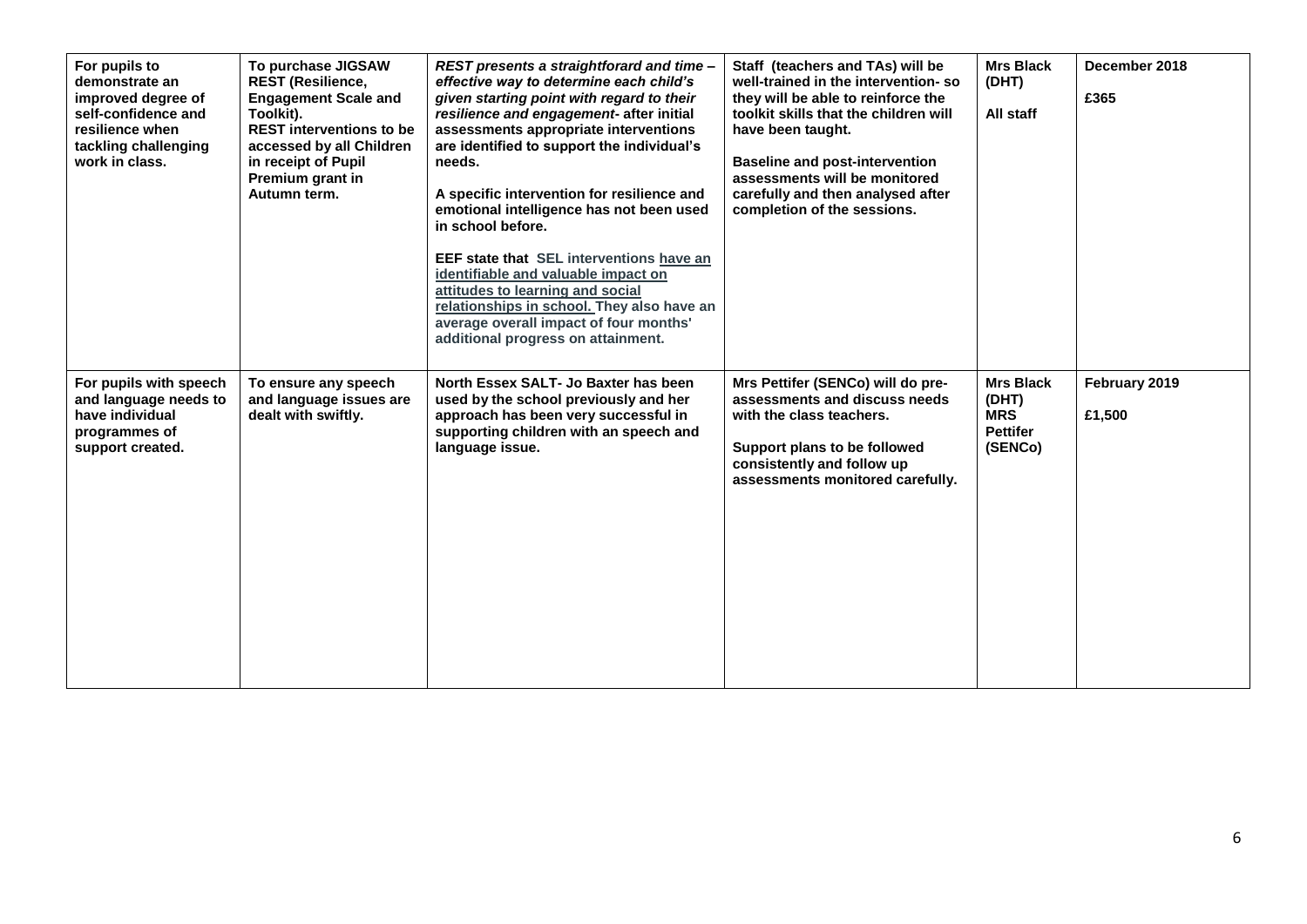| For pupils to demonstrate an improved degree of self-confidence and resilience when tackling challenging work in class. | To purchase JIGSAW REST (Resilience, Engagement Scale and Toolkit). REST interventions to be accessed by all Children in receipt of Pupil Premium grant in Autumn term. | *REST presents a straightforard and time – effective way to determine each child's given starting point with regard to their resilience and engagement*- after initial assessments appropriate interventions are identified to support the individual's needs.<br><br>A specific intervention for resilience and emotional intelligence has not been used in school before.<br><br>EEF state that SEL interventions have an identifiable and valuable impact on attitudes to learning and social relationships in school. They also have an average overall impact of four months' additional progress on attainment. | Staff (teachers and TAs) will be well-trained in the intervention- so they will be able to reinforce the toolkit skills that the children will have been taught.<br><br>Baseline and post-intervention assessments will be monitored carefully and then analysed after completion of the sessions. | Mrs Black (DHT)<br><br>All staff | December 2018<br><br>£365 |
|---|---|---|---|---|---|
| For pupils with speech and language needs to have individual programmes of support created. | To ensure any speech and language issues are dealt with swiftly. | North Essex SALT- Jo Baxter has been used by the school previously and her approach has been very successful in supporting children with an speech and language issue. | Mrs Pettifer (SENCo) will do pre-assessments and discuss needs with the class teachers.<br><br>Support plans to be followed consistently and follow up assessments monitored carefully. | Mrs Black (DHT) MRS Pettifer (SENCo) | February 2019<br><br>£1,500 |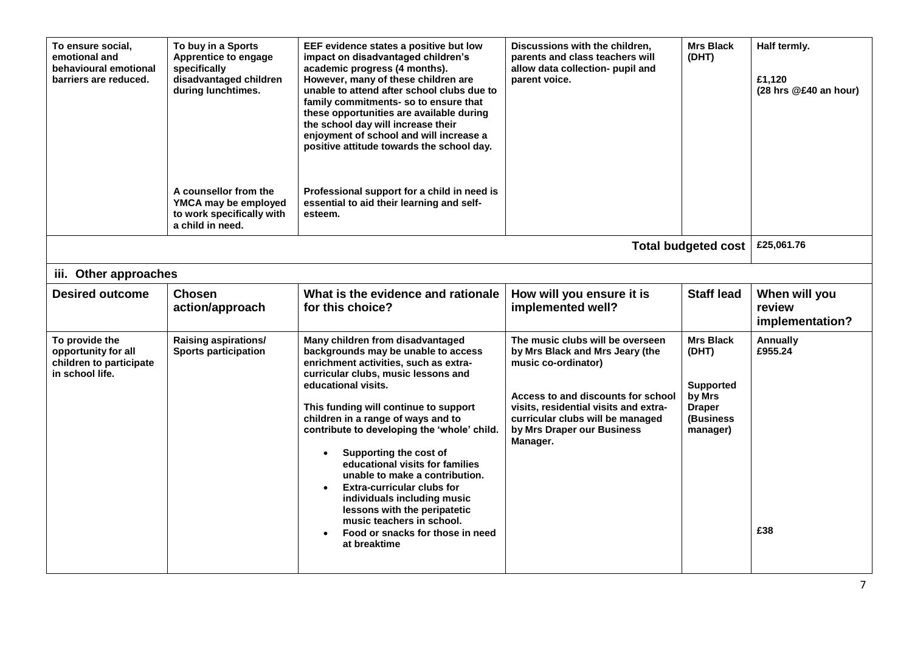| To ensure social, emotional and behavioural emotional barriers are reduced. | To buy in a Sports Apprentice to engage specifically disadvantaged children during lunchtimes.<br><br>A counsellor from the YMCA may be employed to work specifically with a child in need. | EEF evidence states a positive but low impact on disadvantaged children's academic progress (4 months). However, many of these children are unable to attend after school clubs due to family commitments- so to ensure that these opportunities are available during the school day will increase their enjoyment of school and will increase a positive attitude towards the school day.<br><br>Professional support for a child in need is essential to aid their learning and self-esteem. | Discussions with the children, parents and class teachers will allow data collection- pupil and parent voice. | Mrs Black (DHT) | Half termly.<br><br>£1,120 (28 hrs @£40 an hour) |
|---|---|---|---|---|---|
| | | | | **Total budgeted cost** | £25,061.76 |

## iii. Other approaches

| Desired outcome | Chosen action/approach | What is the evidence and rationale for this choice? | How will you ensure it is implemented well? | Staff lead | When will you review implementation? |
|---|---|---|---|---|---|
| To provide the opportunity for all children to participate in school life. | Raising aspirations/ Sports participation | Many children from disadvantaged backgrounds may be unable to access enrichment activities, such as extra-curricular clubs, music lessons and educational visits.<br><br>This funding will continue to support children in a range of ways and to contribute to developing the 'whole' child.<br><br>• Supporting the cost of educational visits for families unable to make a contribution.<br>• Extra-curricular clubs for individuals including music lessons with the peripatetic music teachers in school.<br>• Food or snacks for those in need at breaktime | The music clubs will be overseen by Mrs Black and Mrs Jeary (the music co-ordinator)<br><br>Access to and discounts for school visits, residential visits and extra-curricular clubs will be managed by Mrs Draper our Business Manager. | Mrs Black (DHT)<br><br>Supported by Mrs Draper (Business manager) | Annually<br>£955.24<br><br>£38 |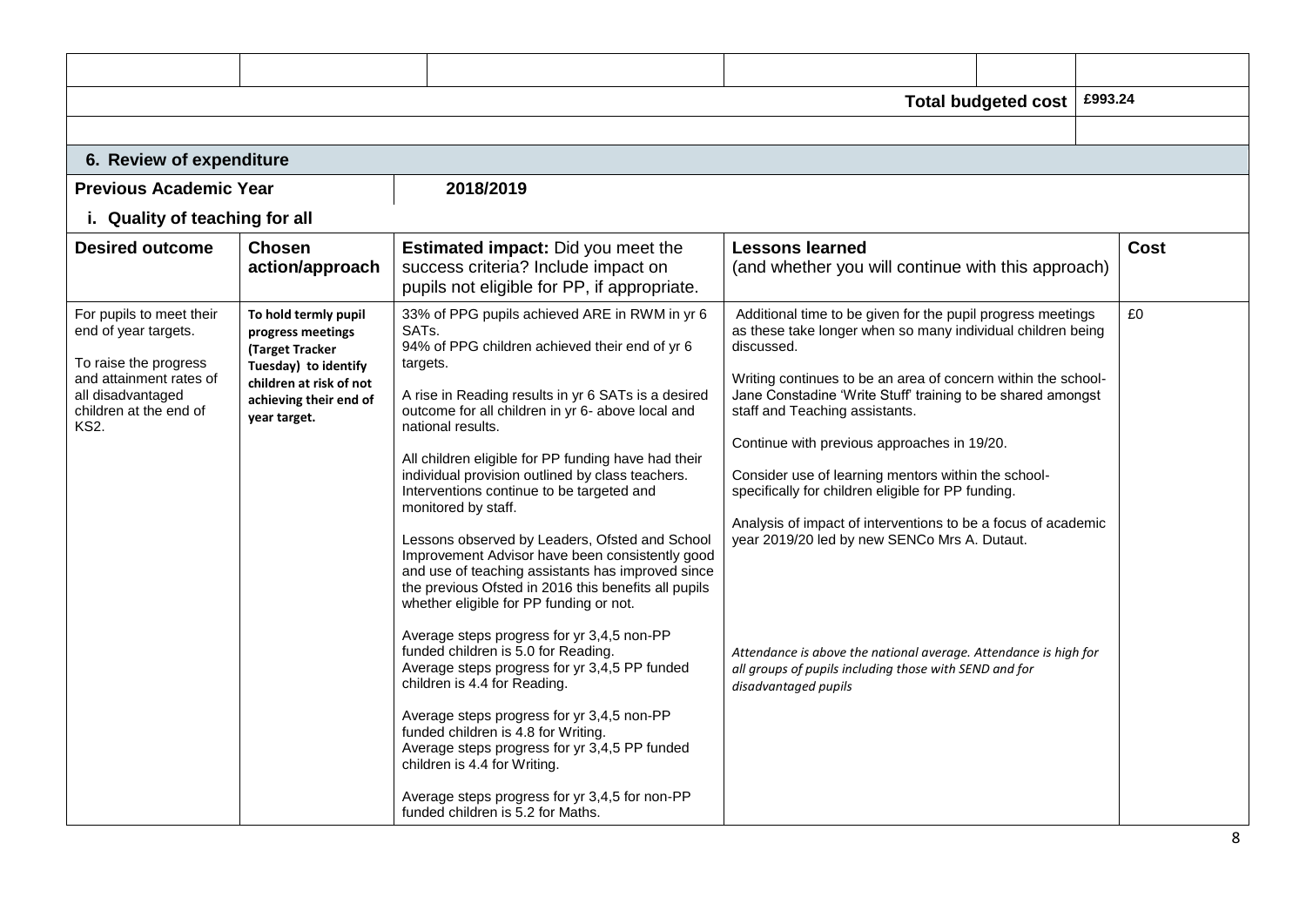| | | | | | |
|---|---|---|---|---|---|
| | | | | | |
| | | | | **Total budgeted cost** | **£993.24** |
| | | | | | |

## 6. Review of expenditure

**Previous Academic Year** | **2018/2019**

### i. Quality of teaching for all

| Desired outcome | Chosen action/approach | Estimated impact: Did you meet the success criteria? Include impact on pupils not eligible for PP, if appropriate. | Lessons learned (and whether you will continue with this approach) | Cost |
|---|---|---|---|---|
| For pupils to meet their end of year targets.<br><br>To raise the progress and attainment rates of all disadvantaged children at the end of KS2. | **To hold termly pupil progress meetings (Target Tracker Tuesday) to identify children at risk of not achieving their end of year target.** | 33% of PPG pupils achieved ARE in RWM in yr 6 SATs.<br>94% of PPG children achieved their end of yr 6 targets.<br><br>A rise in Reading results in yr 6 SATs is a desired outcome for all children in yr 6- above local and national results.<br><br>All children eligible for PP funding have had their individual provision outlined by class teachers. Interventions continue to be targeted and monitored by staff.<br><br>Lessons observed by Leaders, Ofsted and School Improvement Advisor have been consistently good and use of teaching assistants has improved since the previous Ofsted in 2016 this benefits all pupils whether eligible for PP funding or not.<br><br>Average steps progress for yr 3,4,5 non-PP funded children is 5.0 for Reading.<br>Average steps progress for yr 3,4,5 PP funded children is 4.4 for Reading.<br><br>Average steps progress for yr 3,4,5 non-PP funded children is 4.8 for Writing.<br>Average steps progress for yr 3,4,5 PP funded children is 4.4 for Writing.<br><br>Average steps progress for yr 3,4,5 for non-PP funded children is 5.2 for Maths. | Additional time to be given for the pupil progress meetings as these take longer when so many individual children being discussed.<br><br>Writing continues to be an area of concern within the school- Jane Constadine 'Write Stuff' training to be shared amongst staff and Teaching assistants.<br><br>Continue with previous approaches in 19/20.<br><br>Consider use of learning mentors within the school- specifically for children eligible for PP funding.<br><br>Analysis of impact of interventions to be a focus of academic year 2019/20 led by new SENCo Mrs A. Dutaut.<br><br>*Attendance is above the national average. Attendance is high for all groups of pupils including those with SEND and for disadvantaged pupils* | £0 |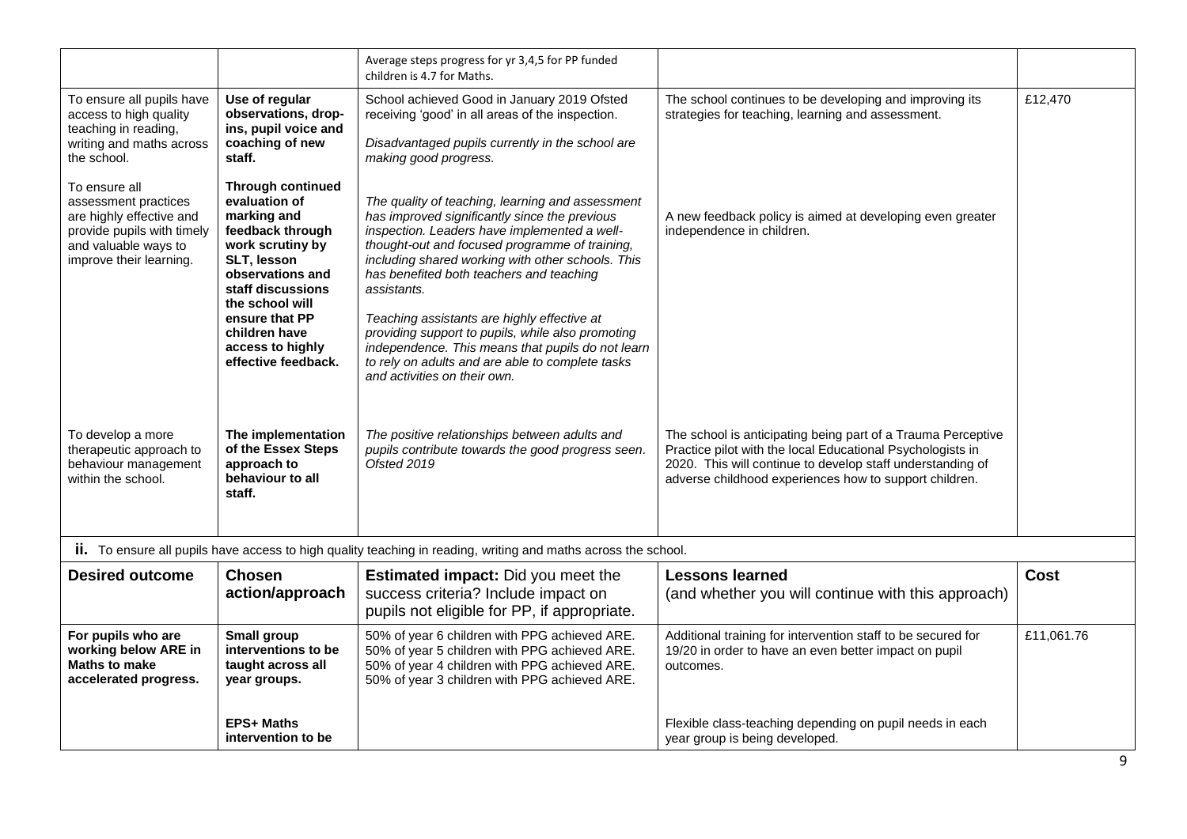| | | Average steps progress for yr 3,4,5 for PP funded children is 4.7 for Maths. | | |
|---|---|---|---|---|
| To ensure all pupils have access to high quality teaching in reading, writing and maths across the school.<br><br>To ensure all assessment practices are highly effective and provide pupils with timely and valuable ways to improve their learning. | **Use of regular observations, drop-ins, pupil voice and coaching of new staff.**<br><br>**Through continued evaluation of marking and feedback through work scrutiny by SLT, lesson observations and staff discussions the school will ensure that PP children have access to highly effective feedback.** | School achieved Good in January 2019 Ofsted receiving 'good' in all areas of the inspection.<br><br>*Disadvantaged pupils currently in the school are making good progress.*<br><br>*The quality of teaching, learning and assessment has improved significantly since the previous inspection. Leaders have implemented a well-thought-out and focused programme of training, including shared working with other schools. This has benefited both teachers and teaching assistants.*<br><br>*Teaching assistants are highly effective at providing support to pupils, while also promoting independence. This means that pupils do not learn to rely on adults and are able to complete tasks and activities on their own.* | The school continues to be developing and improving its strategies for teaching, learning and assessment.<br><br>A new feedback policy is aimed at developing even greater independence in children. | £12,470 |
| To develop a more therapeutic approach to behaviour management within the school. | **The implementation of the Essex Steps approach to behaviour to all staff.** | *The positive relationships between adults and pupils contribute towards the good progress seen. Ofsted 2019* | The school is anticipating being part of a Trauma Perceptive Practice pilot with the local Educational Psychologists in 2020. This will continue to develop staff understanding of adverse childhood experiences how to support children. | |

**ii.** To ensure all pupils have access to high quality teaching in reading, writing and maths across the school.

| **Desired outcome** | **Chosen action/approach** | **Estimated impact:** Did you meet the success criteria? Include impact on pupils not eligible for PP, if appropriate. | **Lessons learned** (and whether you will continue with this approach) | **Cost** |
|---|---|---|---|---|
| **For pupils who are working below ARE in Maths to make accelerated progress.** | **Small group interventions to be taught across all year groups.** | 50% of year 6 children with PPG achieved ARE.<br>50% of year 5 children with PPG achieved ARE.<br>50% of year 4 children with PPG achieved ARE.<br>50% of year 3 children with PPG achieved ARE. | Additional training for intervention staff to be secured for 19/20 in order to have an even better impact on pupil outcomes. | £11,061.76 |
| | **EPS+ Maths intervention to be** | | Flexible class-teaching depending on pupil needs in each year group is being developed. | |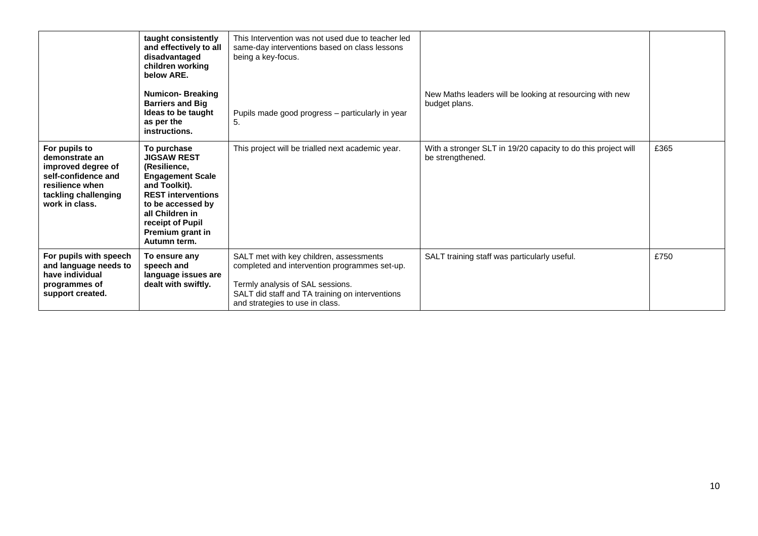| | | | | |
|---|---|---|---|---|
| | **taught consistently and effectively to all disadvantaged children working below ARE.**<br><br>**Numicon- Breaking Barriers and Big Ideas to be taught as per the instructions.** | This Intervention was not used due to teacher led same-day interventions based on class lessons being a key-focus.<br><br>Pupils made good progress – particularly in year 5. | New Maths leaders will be looking at resourcing with new budget plans. | |
| **For pupils to demonstrate an improved degree of self-confidence and resilience when tackling challenging work in class.** | **To purchase JIGSAW REST (Resilience, Engagement Scale and Toolkit). REST interventions to be accessed by all Children in receipt of Pupil Premium grant in Autumn term.** | This project will be trialled next academic year. | With a stronger SLT in 19/20 capacity to do this project will be strengthened. | £365 |
| **For pupils with speech and language needs to have individual programmes of support created.** | **To ensure any speech and language issues are dealt with swiftly.** | SALT met with key children, assessments completed and intervention programmes set-up.<br><br>Termly analysis of SAL sessions.<br>SALT did staff and TA training on interventions and strategies to use in class. | SALT training staff was particularly useful. | £750 |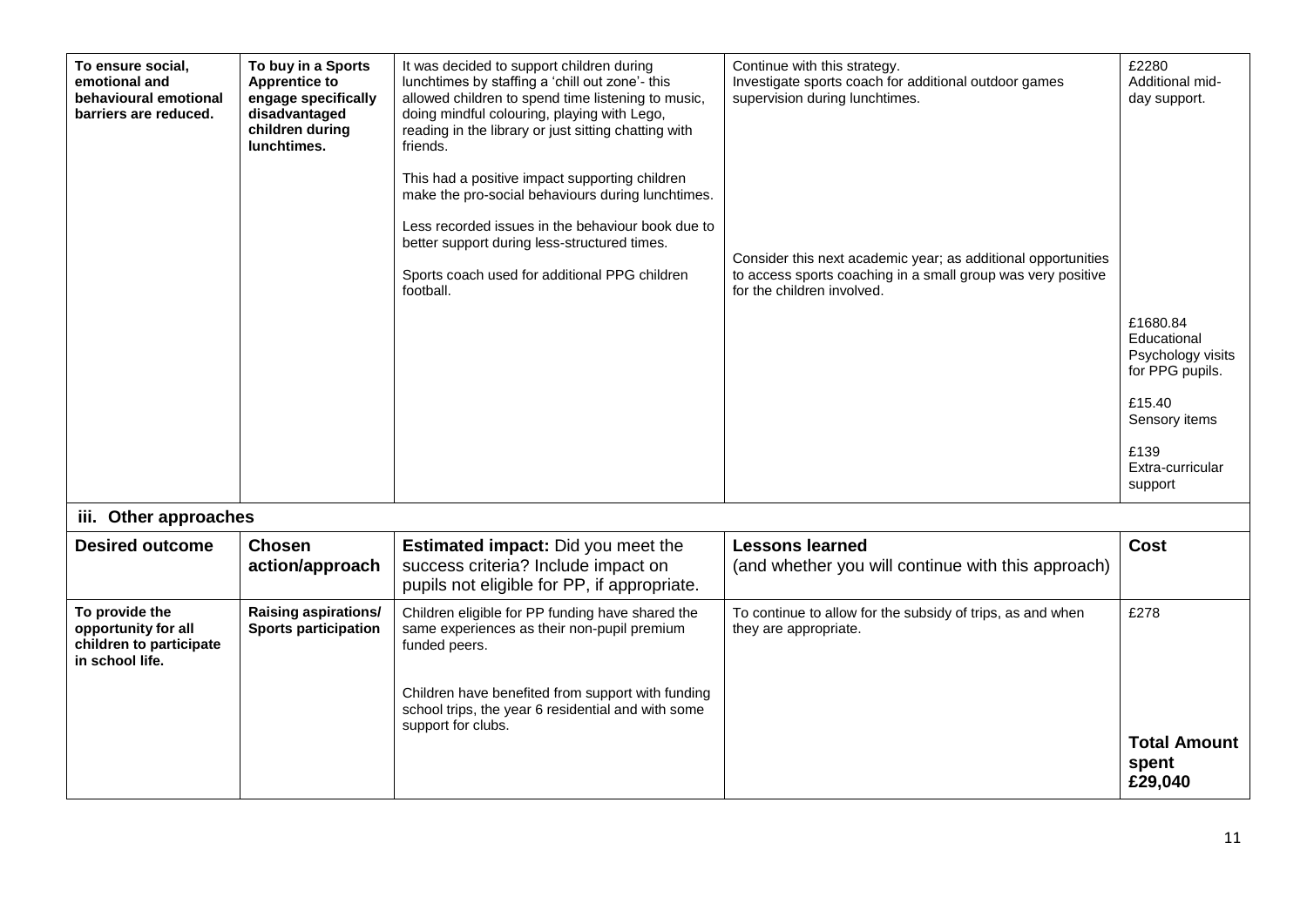| To ensure social, emotional and behavioural emotional barriers are reduced. | To buy in a Sports Apprentice to engage specifically disadvantaged children during lunchtimes. | It was decided to support children during lunchtimes by staffing a 'chill out zone'- this allowed children to spend time listening to music, doing mindful colouring, playing with Lego, reading in the library or just sitting chatting with friends.<br><br>This had a positive impact supporting children make the pro-social behaviours during lunchtimes.<br><br>Less recorded issues in the behaviour book due to better support during less-structured times.<br><br>Sports coach used for additional PPG children football. | Continue with this strategy.<br>Investigate sports coach for additional outdoor games supervision during lunchtimes.<br><br>Consider this next academic year; as additional opportunities to access sports coaching in a small group was very positive for the children involved. | £2280<br>Additional mid-day support.<br><br>£1680.84<br>Educational Psychology visits for PPG pupils.<br><br>£15.40<br>Sensory items<br><br>£139<br>Extra-curricular support |
|---|---|---|---|---|

### iii. Other approaches

| Desired outcome | Chosen action/approach | **Estimated impact:** Did you meet the success criteria? Include impact on pupils not eligible for PP, if appropriate. | **Lessons learned** (and whether you will continue with this approach) | Cost |
|---|---|---|---|---|
| **To provide the opportunity for all children to participate in school life.** | **Raising aspirations/ Sports participation** | Children eligible for PP funding have shared the same experiences as their non-pupil premium funded peers.<br><br>Children have benefited from support with funding school trips, the year 6 residential and with some support for clubs. | To continue to allow for the subsidy of trips, as and when they are appropriate. | £278<br><br>**Total Amount spent £29,040** |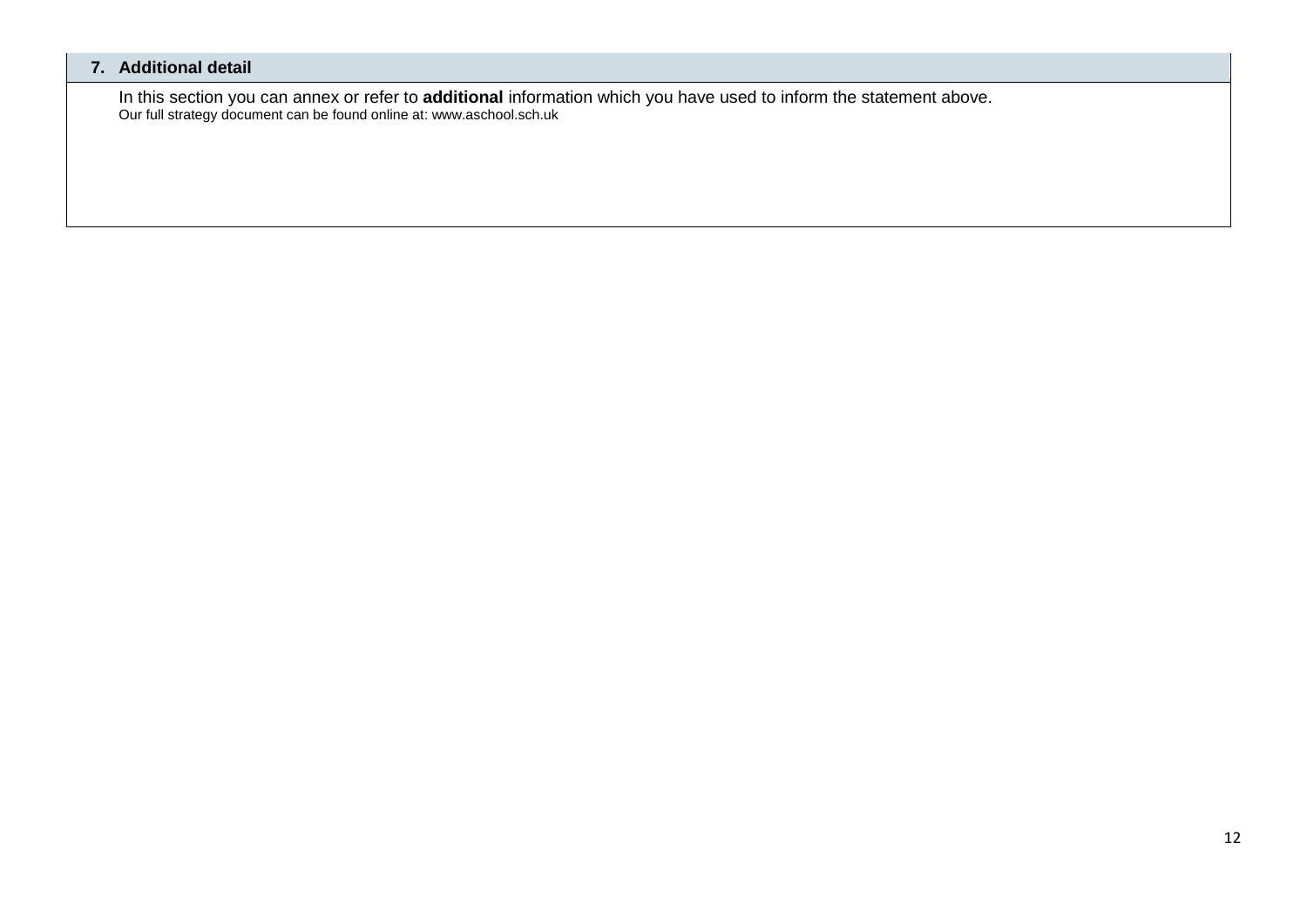## 7. Additional detail

In this section you can annex or refer to **additional** information which you have used to inform the statement above.

Our full strategy document can be found online at: www.aschool.sch.uk